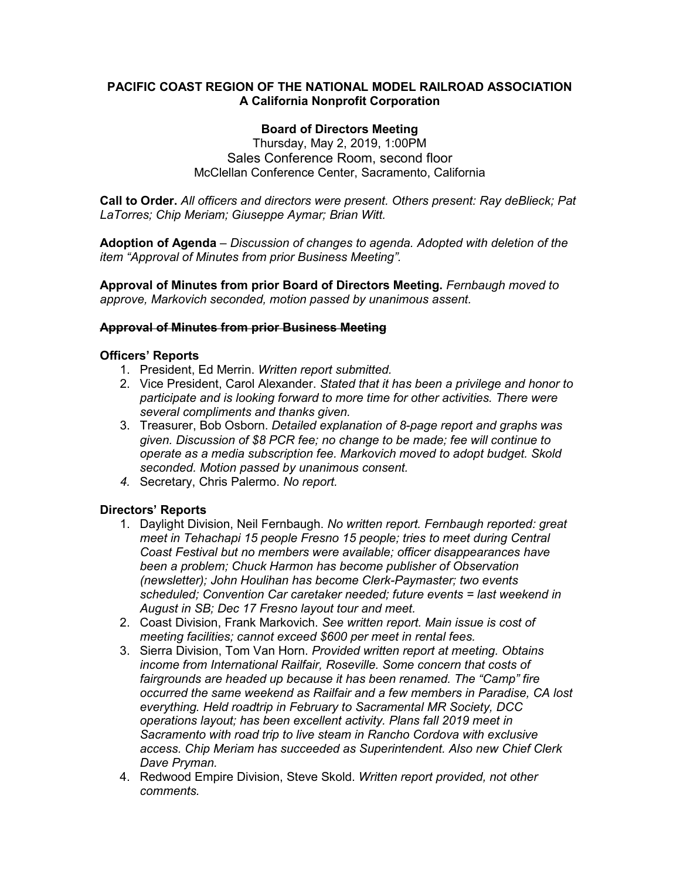**PACIFIC COAST REGION OF THE NATIONAL MODEL RAILROAD ASSOCIATION**
**A California Nonprofit Corporation**

**Board of Directors Meeting**
Thursday, May 2, 2019, 1:00PM
Sales Conference Room, second floor
McClellan Conference Center, Sacramento, California

**Call to Order.** *All officers and directors were present. Others present: Ray deBlieck; Pat LaTorres; Chip Meriam; Giuseppe Aymar; Brian Witt.*

**Adoption of Agenda** – *Discussion of changes to agenda. Adopted with deletion of the item "Approval of Minutes from prior Business Meeting".*

**Approval of Minutes from prior Board of Directors Meeting.** *Fernbaugh moved to approve, Markovich seconded, motion passed by unanimous assent.*

~~**Approval of Minutes from prior Business Meeting**~~

**Officers' Reports**

1. President, Ed Merrin. *Written report submitted.*
2. Vice President, Carol Alexander. *Stated that it has been a privilege and honor to participate and is looking forward to more time for other activities. There were several compliments and thanks given.*
3. Treasurer, Bob Osborn. *Detailed explanation of 8-page report and graphs was given. Discussion of $8 PCR fee; no change to be made; fee will continue to operate as a media subscription fee. Markovich moved to adopt budget. Skold seconded. Motion passed by unanimous consent.*
4. Secretary, Chris Palermo. *No report.*

**Directors' Reports**

1. Daylight Division, Neil Fernbaugh. *No written report. Fernbaugh reported: great meet in Tehachapi 15 people Fresno 15 people; tries to meet during Central Coast Festival but no members were available; officer disappearances have been a problem; Chuck Harmon has become publisher of Observation (newsletter); John Houlihan has become Clerk-Paymaster; two events scheduled; Convention Car caretaker needed; future events = last weekend in August in SB; Dec 17 Fresno layout tour and meet.*
2. Coast Division, Frank Markovich. *See written report. Main issue is cost of meeting facilities; cannot exceed $600 per meet in rental fees.*
3. Sierra Division, Tom Van Horn. *Provided written report at meeting. Obtains income from International Railfair, Roseville. Some concern that costs of fairgrounds are headed up because it has been renamed. The "Camp" fire occurred the same weekend as Railfair and a few members in Paradise, CA lost everything. Held roadtrip in February to Sacramental MR Society, DCC operations layout; has been excellent activity. Plans fall 2019 meet in Sacramento with road trip to live steam in Rancho Cordova with exclusive access. Chip Meriam has succeeded as Superintendent. Also new Chief Clerk Dave Pryman.*
4. Redwood Empire Division, Steve Skold. *Written report provided, not other comments.*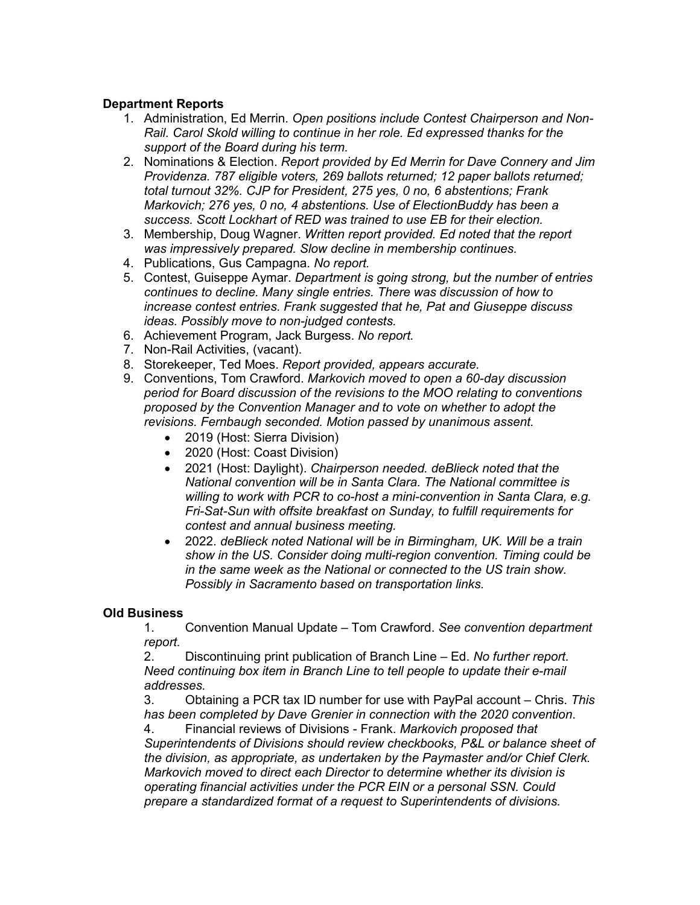**Department Reports**

1. Administration, Ed Merrin. *Open positions include Contest Chairperson and Non-Rail. Carol Skold willing to continue in her role. Ed expressed thanks for the support of the Board during his term.*
2. Nominations & Election. *Report provided by Ed Merrin for Dave Connery and Jim Providenza. 787 eligible voters, 269 ballots returned; 12 paper ballots returned; total turnout 32%. CJP for President, 275 yes, 0 no, 6 abstentions; Frank Markovich; 276 yes, 0 no, 4 abstentions. Use of ElectionBuddy has been a success. Scott Lockhart of RED was trained to use EB for their election.*
3. Membership, Doug Wagner. *Written report provided. Ed noted that the report was impressively prepared. Slow decline in membership continues.*
4. Publications, Gus Campagna. *No report.*
5. Contest, Guiseppe Aymar. *Department is going strong, but the number of entries continues to decline. Many single entries. There was discussion of how to increase contest entries. Frank suggested that he, Pat and Giuseppe discuss ideas. Possibly move to non-judged contests.*
6. Achievement Program, Jack Burgess. *No report.*
7. Non-Rail Activities, (vacant).
8. Storekeeper, Ted Moes. *Report provided, appears accurate.*
9. Conventions, Tom Crawford. *Markovich moved to open a 60-day discussion period for Board discussion of the revisions to the MOO relating to conventions proposed by the Convention Manager and to vote on whether to adopt the revisions. Fernbaugh seconded. Motion passed by unanimous assent.*
   - 2019 (Host: Sierra Division)
   - 2020 (Host: Coast Division)
   - 2021 (Host: Daylight). *Chairperson needed. deBlieck noted that the National convention will be in Santa Clara. The National committee is willing to work with PCR to co-host a mini-convention in Santa Clara, e.g. Fri-Sat-Sun with offsite breakfast on Sunday, to fulfill requirements for contest and annual business meeting.*
   - 2022. *deBlieck noted National will be in Birmingham, UK. Will be a train show in the US. Consider doing multi-region convention. Timing could be in the same week as the National or connected to the US train show. Possibly in Sacramento based on transportation links.*

**Old Business**

1. Convention Manual Update – Tom Crawford. *See convention department report.*
2. Discontinuing print publication of Branch Line – Ed. *No further report. Need continuing box item in Branch Line to tell people to update their e-mail addresses.*
3. Obtaining a PCR tax ID number for use with PayPal account – Chris. *This has been completed by Dave Grenier in connection with the 2020 convention*.
4. Financial reviews of Divisions - Frank. *Markovich proposed that Superintendents of Divisions should review checkbooks, P&L or balance sheet of the division, as appropriate, as undertaken by the Paymaster and/or Chief Clerk. Markovich moved to direct each Director to determine whether its division is operating financial activities under the PCR EIN or a personal SSN. Could prepare a standardized format of a request to Superintendents of divisions.*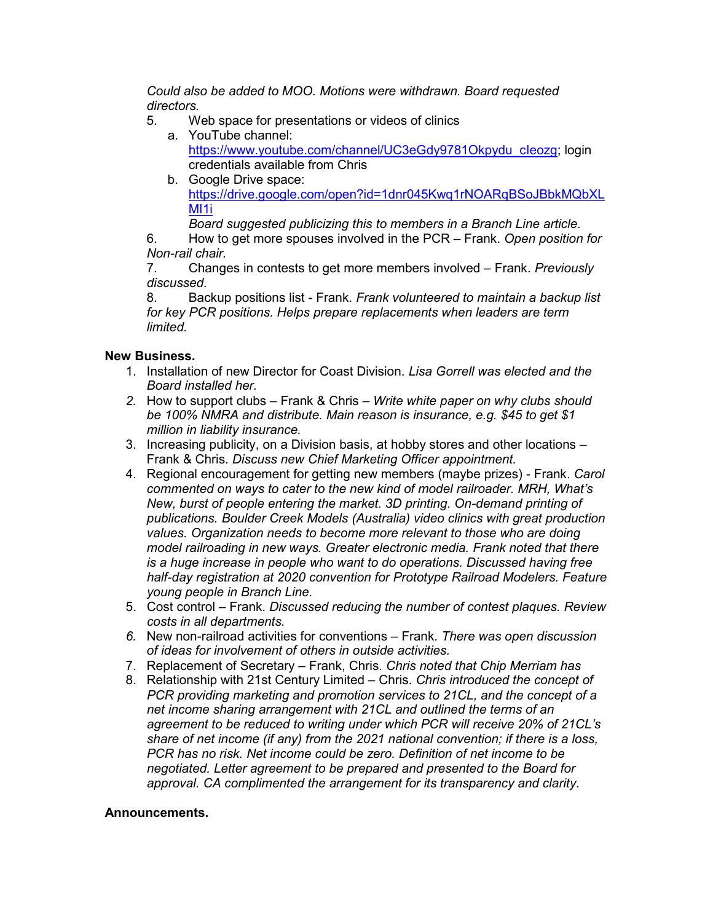*Could also be added to MOO. Motions were withdrawn. Board requested directors.*

5. Web space for presentations or videos of clinics
   a. YouTube channel: https://www.youtube.com/channel/UC3eGdy9781Okpydu_cleozg; login credentials available from Chris
   b. Google Drive space: https://drive.google.com/open?id=1dnr045Kwq1rNOARqBSoJBbkMQbXLMl1i
   *Board suggested publicizing this to members in a Branch Line article.*
6. How to get more spouses involved in the PCR – Frank. *Open position for Non-rail chair.*
7. Changes in contests to get more members involved – Frank. *Previously discussed.*
8. Backup positions list - Frank. *Frank volunteered to maintain a backup list for key PCR positions. Helps prepare replacements when leaders are term limited.*

**New Business.**

1. Installation of new Director for Coast Division. *Lisa Gorrell was elected and the Board installed her.*
2. How to support clubs – Frank & Chris – *Write white paper on why clubs should be 100% NMRA and distribute. Main reason is insurance, e.g. $45 to get $1 million in liability insurance.*
3. Increasing publicity, on a Division basis, at hobby stores and other locations – Frank & Chris. *Discuss new Chief Marketing Officer appointment.*
4. Regional encouragement for getting new members (maybe prizes) - Frank. *Carol commented on ways to cater to the new kind of model railroader. MRH, What's New, burst of people entering the market. 3D printing. On-demand printing of publications. Boulder Creek Models (Australia) video clinics with great production values. Organization needs to become more relevant to those who are doing model railroading in new ways. Greater electronic media. Frank noted that there is a huge increase in people who want to do operations. Discussed having free half-day registration at 2020 convention for Prototype Railroad Modelers. Feature young people in Branch Line.*
5. Cost control – Frank. *Discussed reducing the number of contest plaques. Review costs in all departments.*
6. New non-railroad activities for conventions – Frank. *There was open discussion of ideas for involvement of others in outside activities.*
7. Replacement of Secretary – Frank, Chris. *Chris noted that Chip Merriam has*
8. Relationship with 21st Century Limited – Chris. *Chris introduced the concept of PCR providing marketing and promotion services to 21CL, and the concept of a net income sharing arrangement with 21CL and outlined the terms of an agreement to be reduced to writing under which PCR will receive 20% of 21CL's share of net income (if any) from the 2021 national convention; if there is a loss, PCR has no risk. Net income could be zero. Definition of net income to be negotiated. Letter agreement to be prepared and presented to the Board for approval. CA complimented the arrangement for its transparency and clarity.*

**Announcements.**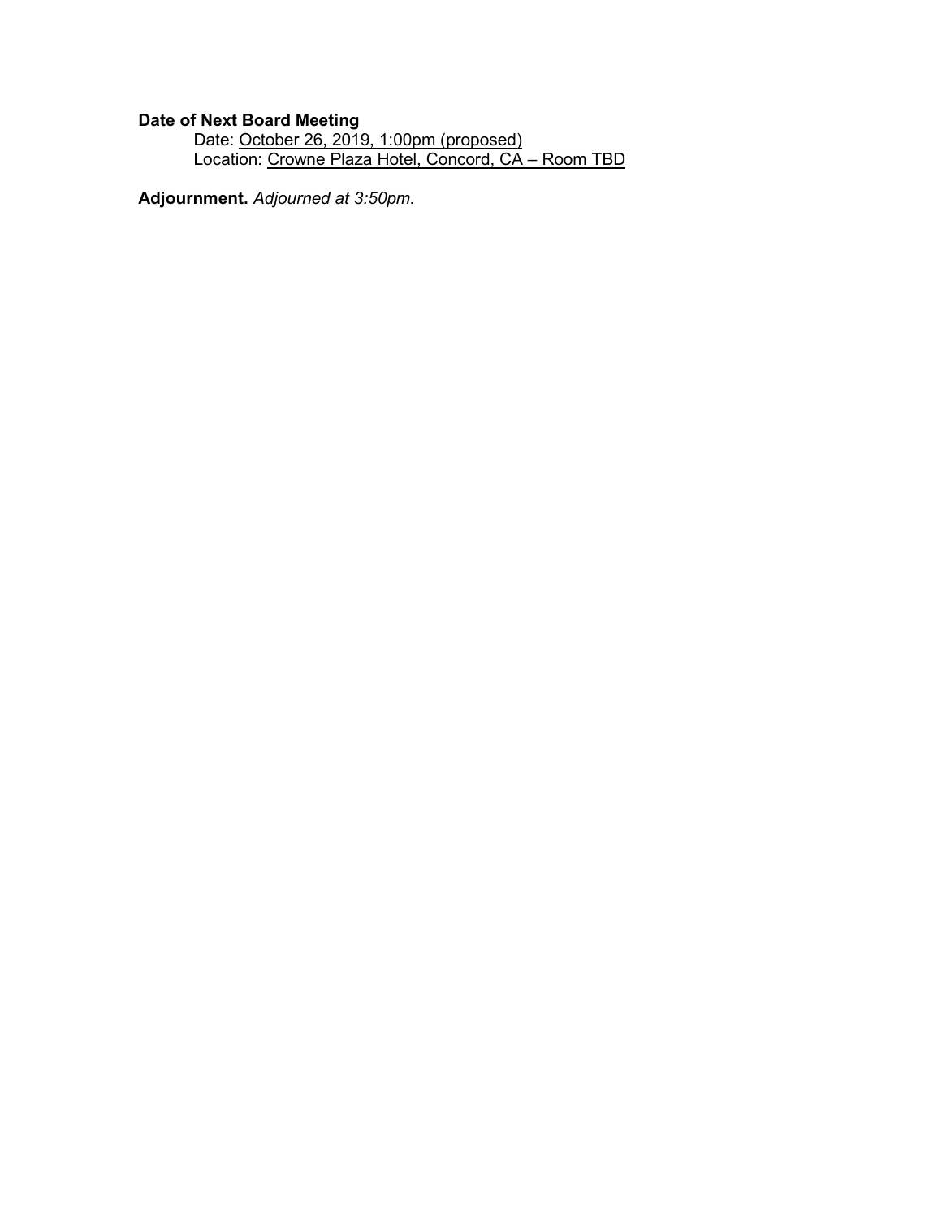**Date of Next Board Meeting**

Date: October 26, 2019, 1:00pm (proposed)
Location: Crowne Plaza Hotel, Concord, CA – Room TBD

**Adjournment.** *Adjourned at 3:50pm.*